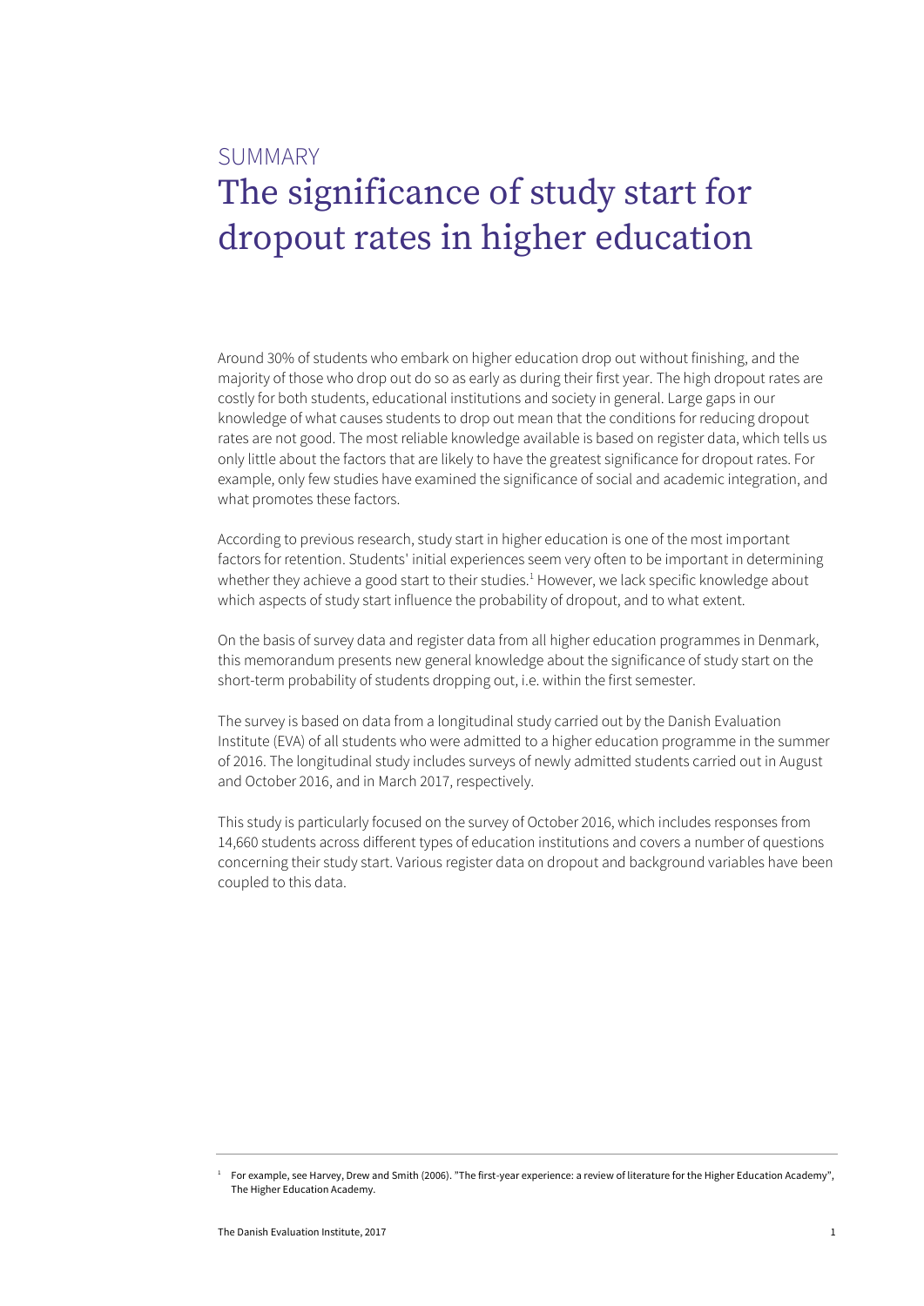SUMMARY

# The significance of study start for dropout rates in higher education

Around 30% of students who embark on higher education drop out without finishing, and the majority of those who drop out do so as early as during their first year. The high dropout rates are costly for both students, educational institutions and society in general. Large gaps in our knowledge of what causes students to drop out mean that the conditions for reducing dropout rates are not good. The most reliable knowledge available is based on register data, which tells us only little about the factors that are likely to have the greatest significance for dropout rates. For example, only few studies have examined the significance of social and academic integration, and what promotes these factors.

According to previous research, study start in higher education is one of the most important factors for retention. Students' initial experiences seem very often to be important in determining whether they achieve a good start to their studies.[1] However, we lack specific knowledge about which aspects of study start influence the probability of dropout, and to what extent.

On the basis of survey data and register data from all higher education programmes in Denmark, this memorandum presents new general knowledge about the significance of study start on the short-term probability of students dropping out, i.e. within the first semester.

The survey is based on data from a longitudinal study carried out by the Danish Evaluation Institute (EVA) of all students who were admitted to a higher education programme in the summer of 2016. The longitudinal study includes surveys of newly admitted students carried out in August and October 2016, and in March 2017, respectively.

This study is particularly focused on the survey of October 2016, which includes responses from 14,660 students across different types of education institutions and covers a number of questions concerning their study start. Various register data on dropout and background variables have been coupled to this data.

---

[1] For example, see Harvey, Drew and Smith (2006). "The first-year experience: a review of literature for the Higher Education Academy", The Higher Education Academy.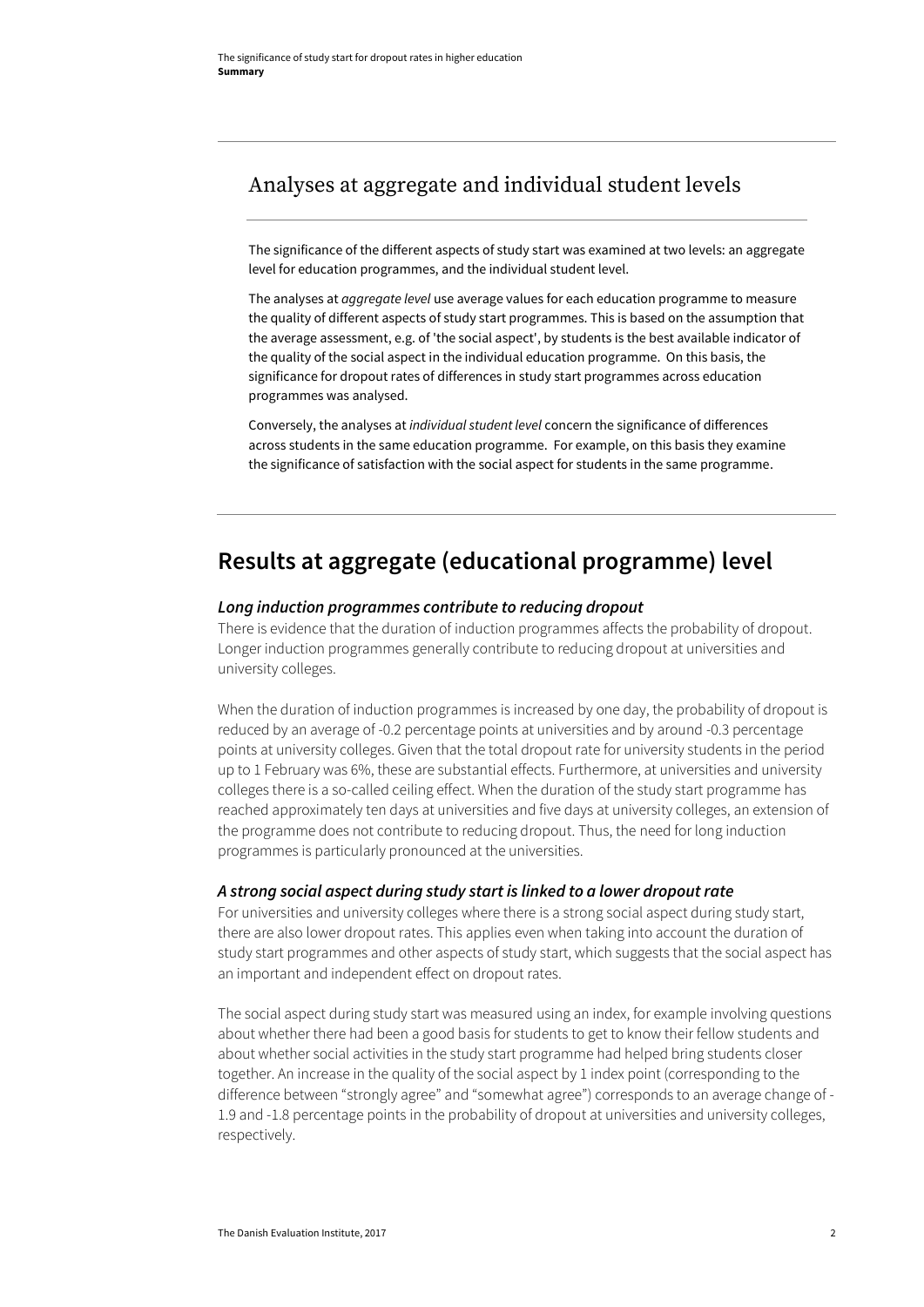## Analyses at aggregate and individual student levels

The significance of the different aspects of study start was examined at two levels: an aggregate level for education programmes, and the individual student level.

The analyses at *aggregate level* use average values for each education programme to measure the quality of different aspects of study start programmes. This is based on the assumption that the average assessment, e.g. of 'the social aspect', by students is the best available indicator of the quality of the social aspect in the individual education programme. On this basis, the significance for dropout rates of differences in study start programmes across education programmes was analysed.

Conversely, the analyses at *individual student level* concern the significance of differences across students in the same education programme. For example, on this basis they examine the significance of satisfaction with the social aspect for students in the same programme.

# Results at aggregate (educational programme) level

### *Long induction programmes contribute to reducing dropout*

There is evidence that the duration of induction programmes affects the probability of dropout. Longer induction programmes generally contribute to reducing dropout at universities and university colleges.

When the duration of induction programmes is increased by one day, the probability of dropout is reduced by an average of -0.2 percentage points at universities and by around -0.3 percentage points at university colleges. Given that the total dropout rate for university students in the period up to 1 February was 6%, these are substantial effects. Furthermore, at universities and university colleges there is a so-called ceiling effect. When the duration of the study start programme has reached approximately ten days at universities and five days at university colleges, an extension of the programme does not contribute to reducing dropout. Thus, the need for long induction programmes is particularly pronounced at the universities.

### *A strong social aspect during study start is linked to a lower dropout rate*

For universities and university colleges where there is a strong social aspect during study start, there are also lower dropout rates. This applies even when taking into account the duration of study start programmes and other aspects of study start, which suggests that the social aspect has an important and independent effect on dropout rates.

The social aspect during study start was measured using an index, for example involving questions about whether there had been a good basis for students to get to know their fellow students and about whether social activities in the study start programme had helped bring students closer together. An increase in the quality of the social aspect by 1 index point (corresponding to the difference between "strongly agree" and "somewhat agree") corresponds to an average change of -1.9 and -1.8 percentage points in the probability of dropout at universities and university colleges, respectively.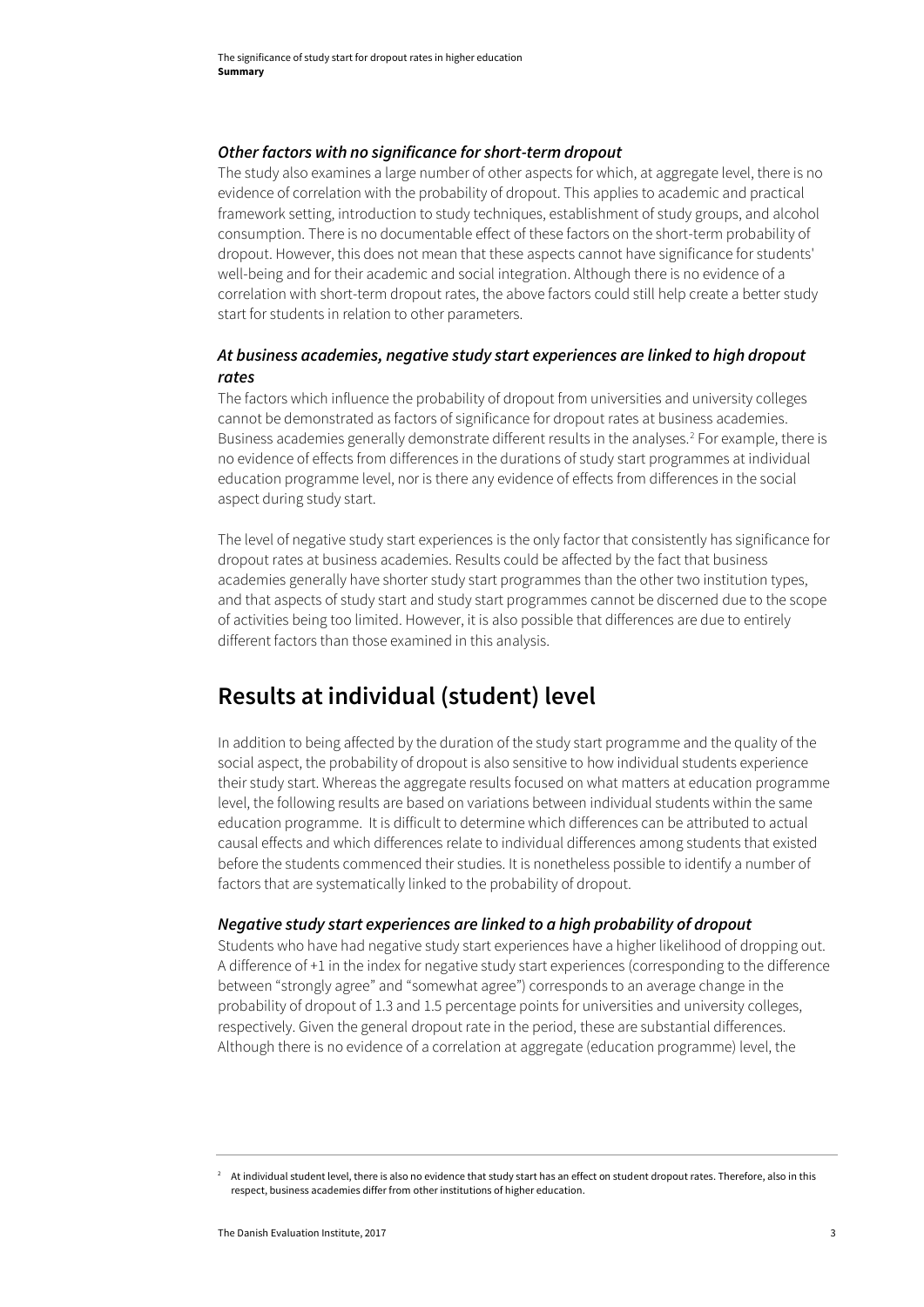### *Other factors with no significance for short-term dropout*

The study also examines a large number of other aspects for which, at aggregate level, there is no evidence of correlation with the probability of dropout. This applies to academic and practical framework setting, introduction to study techniques, establishment of study groups, and alcohol consumption. There is no documentable effect of these factors on the short-term probability of dropout. However, this does not mean that these aspects cannot have significance for students' well-being and for their academic and social integration. Although there is no evidence of a correlation with short-term dropout rates, the above factors could still help create a better study start for students in relation to other parameters.

### *At business academies, negative study start experiences are linked to high dropout rates*

The factors which influence the probability of dropout from universities and university colleges cannot be demonstrated as factors of significance for dropout rates at business academies. Business academies generally demonstrate different results in the analyses.[2] For example, there is no evidence of effects from differences in the durations of study start programmes at individual education programme level, nor is there any evidence of effects from differences in the social aspect during study start.

The level of negative study start experiences is the only factor that consistently has significance for dropout rates at business academies. Results could be affected by the fact that business academies generally have shorter study start programmes than the other two institution types, and that aspects of study start and study start programmes cannot be discerned due to the scope of activities being too limited. However, it is also possible that differences are due to entirely different factors than those examined in this analysis.

## Results at individual (student) level

In addition to being affected by the duration of the study start programme and the quality of the social aspect, the probability of dropout is also sensitive to how individual students experience their study start. Whereas the aggregate results focused on what matters at education programme level, the following results are based on variations between individual students within the same education programme. It is difficult to determine which differences can be attributed to actual causal effects and which differences relate to individual differences among students that existed before the students commenced their studies. It is nonetheless possible to identify a number of factors that are systematically linked to the probability of dropout.

### *Negative study start experiences are linked to a high probability of dropout*

Students who have had negative study start experiences have a higher likelihood of dropping out. A difference of +1 in the index for negative study start experiences (corresponding to the difference between "strongly agree" and "somewhat agree") corresponds to an average change in the probability of dropout of 1.3 and 1.5 percentage points for universities and university colleges, respectively. Given the general dropout rate in the period, these are substantial differences. Although there is no evidence of a correlation at aggregate (education programme) level, the

[2] At individual student level, there is also no evidence that study start has an effect on student dropout rates. Therefore, also in this respect, business academies differ from other institutions of higher education.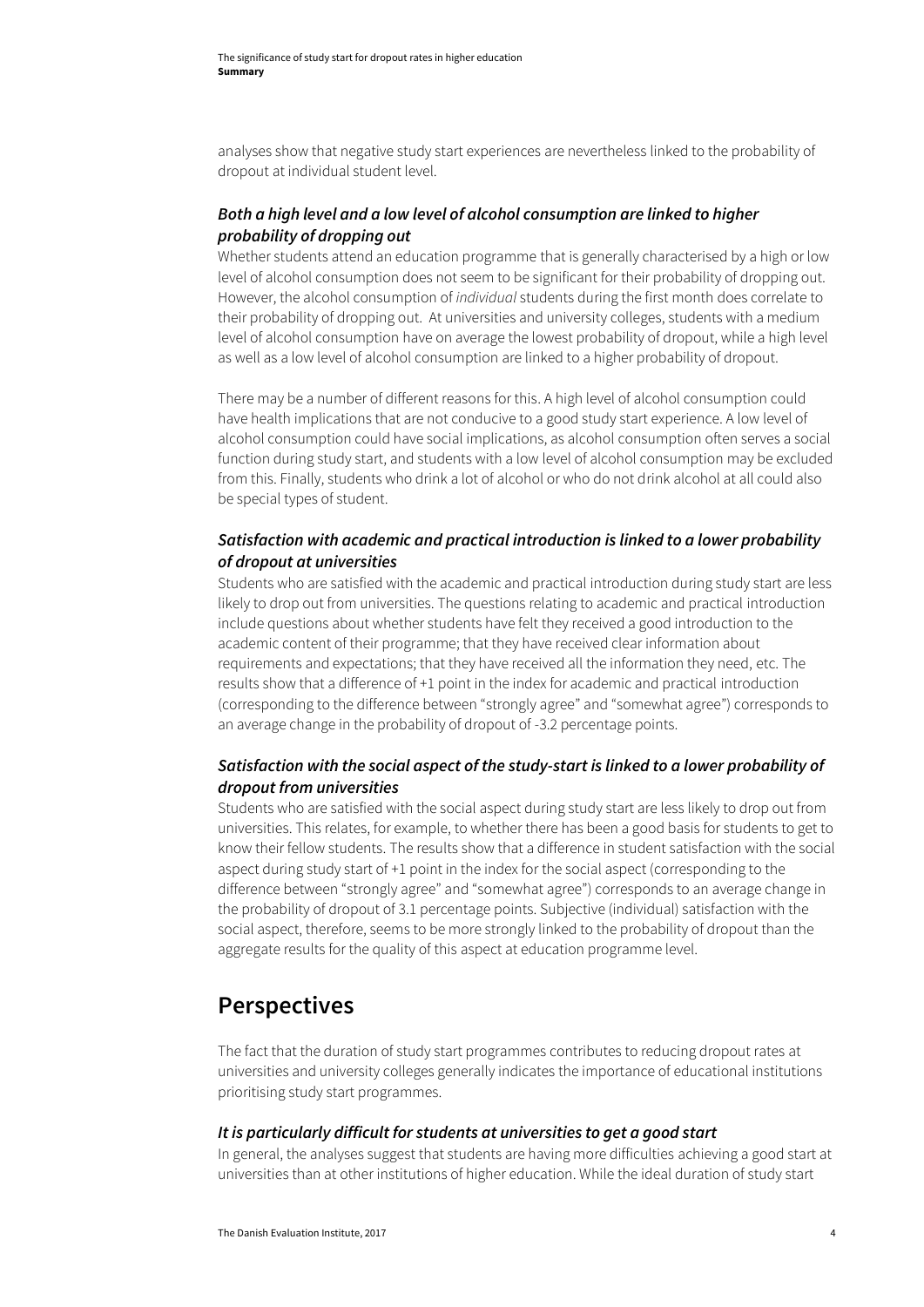analyses show that negative study start experiences are nevertheless linked to the probability of dropout at individual student level.

### *Both a high level and a low level of alcohol consumption are linked to higher probability of dropping out*

Whether students attend an education programme that is generally characterised by a high or low level of alcohol consumption does not seem to be significant for their probability of dropping out. However, the alcohol consumption of *individual* students during the first month does correlate to their probability of dropping out. At universities and university colleges, students with a medium level of alcohol consumption have on average the lowest probability of dropout, while a high level as well as a low level of alcohol consumption are linked to a higher probability of dropout.

There may be a number of different reasons for this. A high level of alcohol consumption could have health implications that are not conducive to a good study start experience. A low level of alcohol consumption could have social implications, as alcohol consumption often serves a social function during study start, and students with a low level of alcohol consumption may be excluded from this. Finally, students who drink a lot of alcohol or who do not drink alcohol at all could also be special types of student.

### *Satisfaction with academic and practical introduction is linked to a lower probability of dropout at universities*

Students who are satisfied with the academic and practical introduction during study start are less likely to drop out from universities. The questions relating to academic and practical introduction include questions about whether students have felt they received a good introduction to the academic content of their programme; that they have received clear information about requirements and expectations; that they have received all the information they need, etc. The results show that a difference of +1 point in the index for academic and practical introduction (corresponding to the difference between "strongly agree" and "somewhat agree") corresponds to an average change in the probability of dropout of -3.2 percentage points.

### *Satisfaction with the social aspect of the study-start is linked to a lower probability of dropout from universities*

Students who are satisfied with the social aspect during study start are less likely to drop out from universities. This relates, for example, to whether there has been a good basis for students to get to know their fellow students. The results show that a difference in student satisfaction with the social aspect during study start of +1 point in the index for the social aspect (corresponding to the difference between "strongly agree" and "somewhat agree") corresponds to an average change in the probability of dropout of 3.1 percentage points. Subjective (individual) satisfaction with the social aspect, therefore, seems to be more strongly linked to the probability of dropout than the aggregate results for the quality of this aspect at education programme level.

## Perspectives

The fact that the duration of study start programmes contributes to reducing dropout rates at universities and university colleges generally indicates the importance of educational institutions prioritising study start programmes.

### *It is particularly difficult for students at universities to get a good start*

In general, the analyses suggest that students are having more difficulties achieving a good start at universities than at other institutions of higher education. While the ideal duration of study start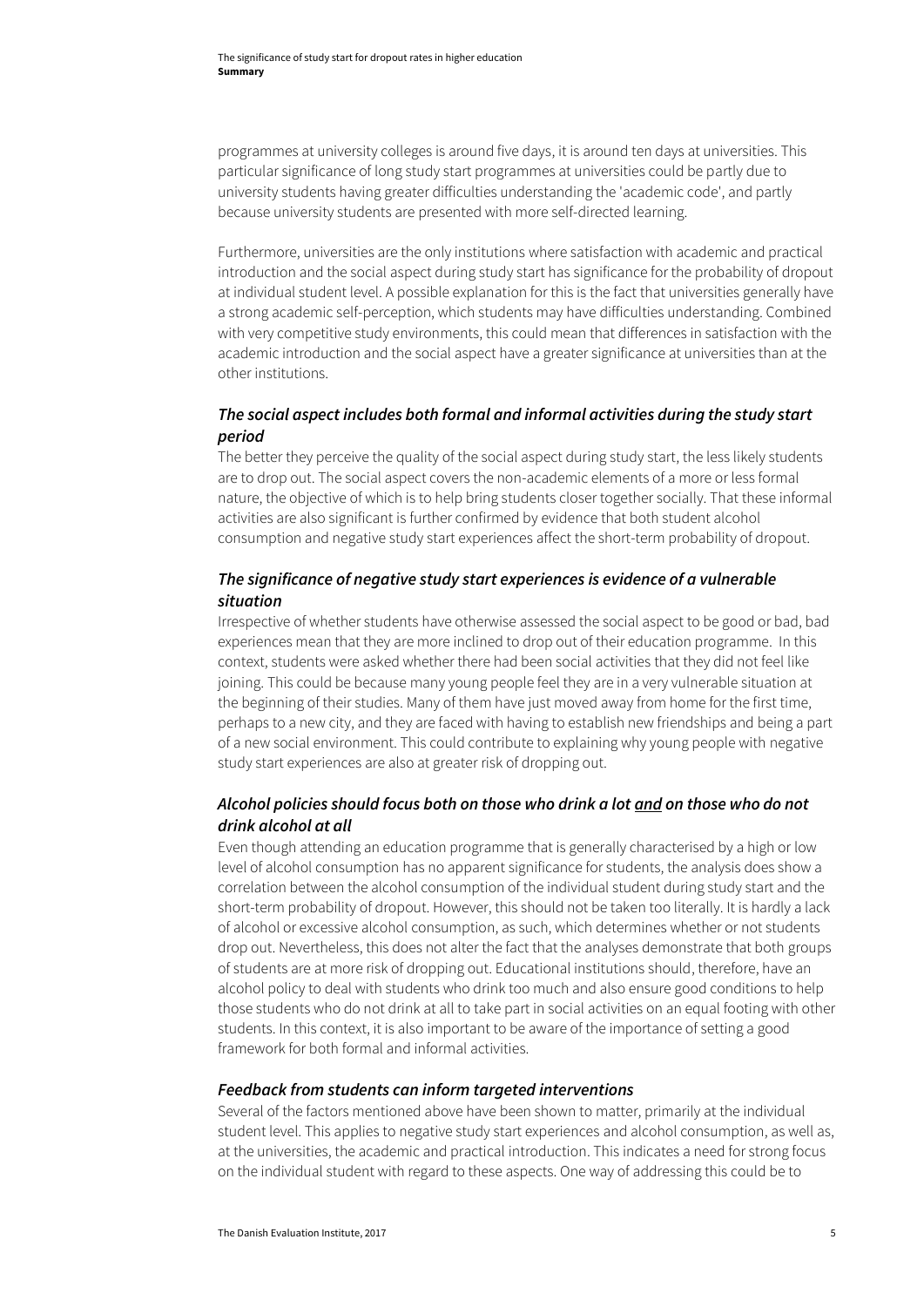programmes at university colleges is around five days, it is around ten days at universities. This particular significance of long study start programmes at universities could be partly due to university students having greater difficulties understanding the 'academic code', and partly because university students are presented with more self-directed learning.

Furthermore, universities are the only institutions where satisfaction with academic and practical introduction and the social aspect during study start has significance for the probability of dropout at individual student level. A possible explanation for this is the fact that universities generally have a strong academic self-perception, which students may have difficulties understanding. Combined with very competitive study environments, this could mean that differences in satisfaction with the academic introduction and the social aspect have a greater significance at universities than at the other institutions.

### *The social aspect includes both formal and informal activities during the study start period*

The better they perceive the quality of the social aspect during study start, the less likely students are to drop out. The social aspect covers the non-academic elements of a more or less formal nature, the objective of which is to help bring students closer together socially. That these informal activities are also significant is further confirmed by evidence that both student alcohol consumption and negative study start experiences affect the short-term probability of dropout.

### *The significance of negative study start experiences is evidence of a vulnerable situation*

Irrespective of whether students have otherwise assessed the social aspect to be good or bad, bad experiences mean that they are more inclined to drop out of their education programme. In this context, students were asked whether there had been social activities that they did not feel like joining. This could be because many young people feel they are in a very vulnerable situation at the beginning of their studies. Many of them have just moved away from home for the first time, perhaps to a new city, and they are faced with having to establish new friendships and being a part of a new social environment. This could contribute to explaining why young people with negative study start experiences are also at greater risk of dropping out.

### *Alcohol policies should focus both on those who drink a lot <u>and</u> on those who do not drink alcohol at all*

Even though attending an education programme that is generally characterised by a high or low level of alcohol consumption has no apparent significance for students, the analysis does show a correlation between the alcohol consumption of the individual student during study start and the short-term probability of dropout. However, this should not be taken too literally. It is hardly a lack of alcohol or excessive alcohol consumption, as such, which determines whether or not students drop out. Nevertheless, this does not alter the fact that the analyses demonstrate that both groups of students are at more risk of dropping out. Educational institutions should, therefore, have an alcohol policy to deal with students who drink too much and also ensure good conditions to help those students who do not drink at all to take part in social activities on an equal footing with other students. In this context, it is also important to be aware of the importance of setting a good framework for both formal and informal activities.

### *Feedback from students can inform targeted interventions*

Several of the factors mentioned above have been shown to matter, primarily at the individual student level. This applies to negative study start experiences and alcohol consumption, as well as, at the universities, the academic and practical introduction. This indicates a need for strong focus on the individual student with regard to these aspects. One way of addressing this could be to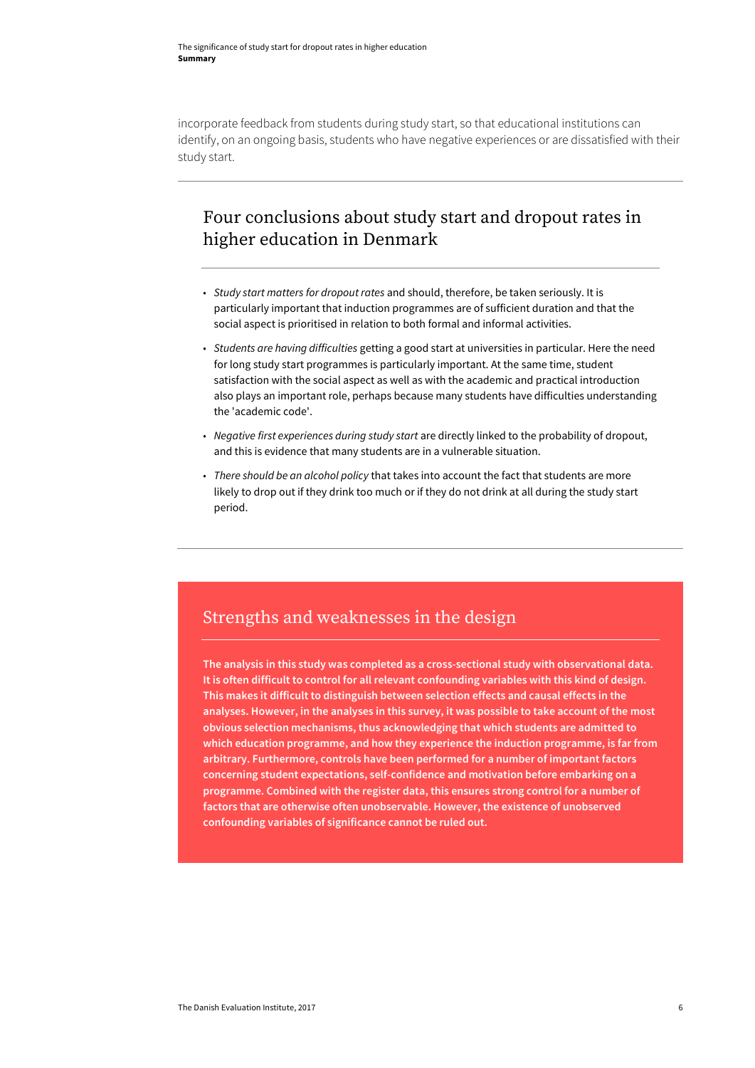incorporate feedback from students during study start, so that educational institutions can identify, on an ongoing basis, students who have negative experiences or are dissatisfied with their study start.

## Four conclusions about study start and dropout rates in higher education in Denmark

- *Study start matters for dropout rates* and should, therefore, be taken seriously. It is particularly important that induction programmes are of sufficient duration and that the social aspect is prioritised in relation to both formal and informal activities.
- *Students are having difficulties* getting a good start at universities in particular. Here the need for long study start programmes is particularly important. At the same time, student satisfaction with the social aspect as well as with the academic and practical introduction also plays an important role, perhaps because many students have difficulties understanding the 'academic code'.
- *Negative first experiences during study start* are directly linked to the probability of dropout, and this is evidence that many students are in a vulnerable situation.
- *There should be an alcohol policy* that takes into account the fact that students are more likely to drop out if they drink too much or if they do not drink at all during the study start period.

## Strengths and weaknesses in the design

**The analysis in this study was completed as a cross-sectional study with observational data. It is often difficult to control for all relevant confounding variables with this kind of design. This makes it difficult to distinguish between selection effects and causal effects in the analyses. However, in the analyses in this survey, it was possible to take account of the most obvious selection mechanisms, thus acknowledging that which students are admitted to which education programme, and how they experience the induction programme, is far from arbitrary. Furthermore, controls have been performed for a number of important factors concerning student expectations, self-confidence and motivation before embarking on a programme. Combined with the register data, this ensures strong control for a number of factors that are otherwise often unobservable. However, the existence of unobserved confounding variables of significance cannot be ruled out.**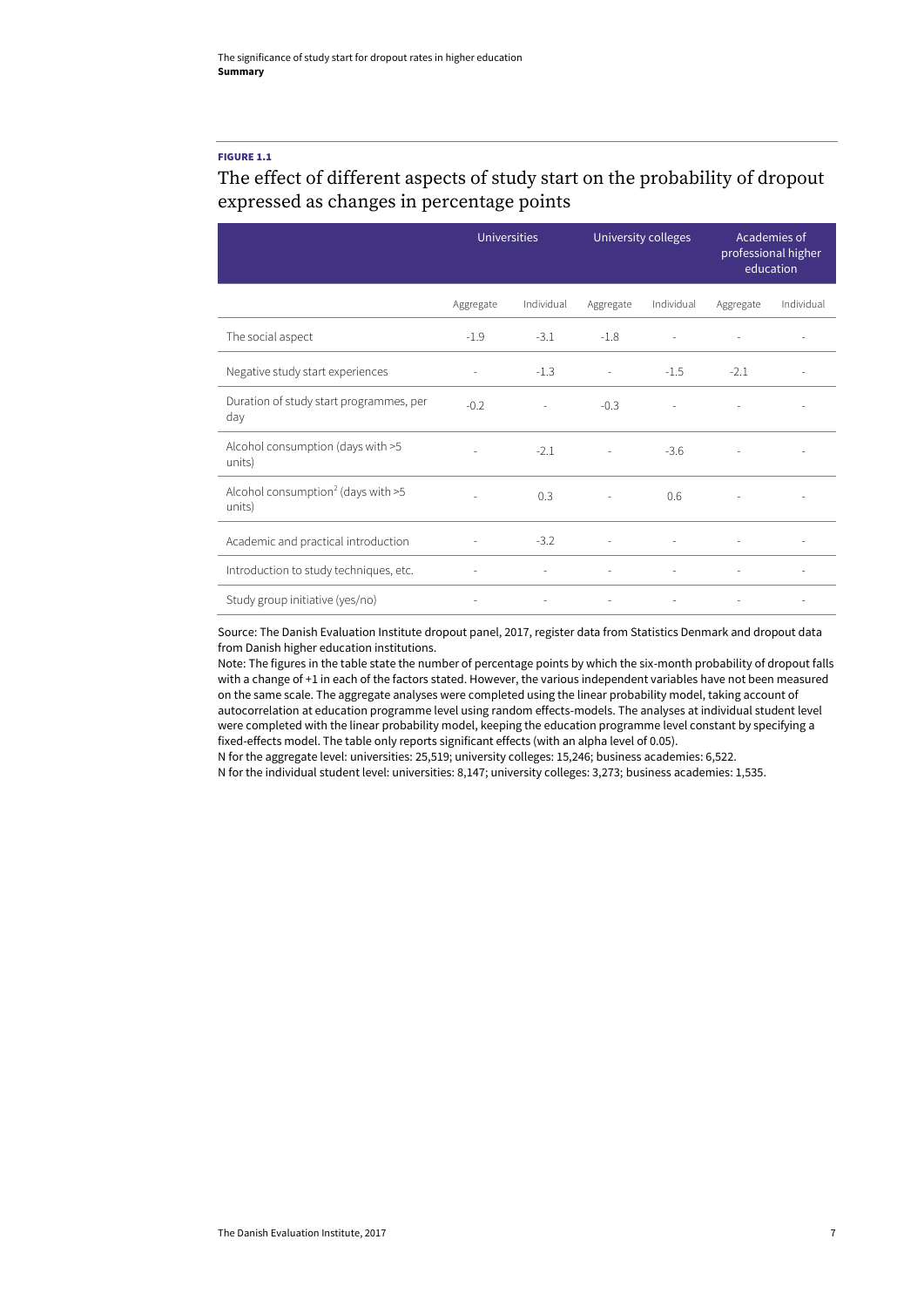**FIGURE 1.1**

## The effect of different aspects of study start on the probability of dropout expressed as changes in percentage points

| | Universities | | University colleges | | Academies of professional higher education | |
|---|---|---|---|---|---|---|
| | Aggregate | Individual | Aggregate | Individual | Aggregate | Individual |
| The social aspect | -1.9 | -3.1 | -1.8 | - | - | - |
| Negative study start experiences | - | -1.3 | - | -1.5 | -2.1 | - |
| Duration of study start programmes, per day | -0.2 | - | -0.3 | - | - | - |
| Alcohol consumption (days with >5 units) | - | -2.1 | - | -3.6 | - | - |
| Alcohol consumption² (days with >5 units) | - | 0.3 | - | 0.6 | - | - |
| Academic and practical introduction | - | -3.2 | - | - | - | - |
| Introduction to study techniques, etc. | - | - | - | - | - | - |
| Study group initiative (yes/no) | - | - | - | - | - | - |

Source: The Danish Evaluation Institute dropout panel, 2017, register data from Statistics Denmark and dropout data from Danish higher education institutions.

Note: The figures in the table state the number of percentage points by which the six-month probability of dropout falls with a change of +1 in each of the factors stated. However, the various independent variables have not been measured on the same scale. The aggregate analyses were completed using the linear probability model, taking account of autocorrelation at education programme level using random effects-models. The analyses at individual student level were completed with the linear probability model, keeping the education programme level constant by specifying a fixed-effects model. The table only reports significant effects (with an alpha level of 0.05).

N for the aggregate level: universities: 25,519; university colleges: 15,246; business academies: 6,522.

N for the individual student level: universities: 8,147; university colleges: 3,273; business academies: 1,535.